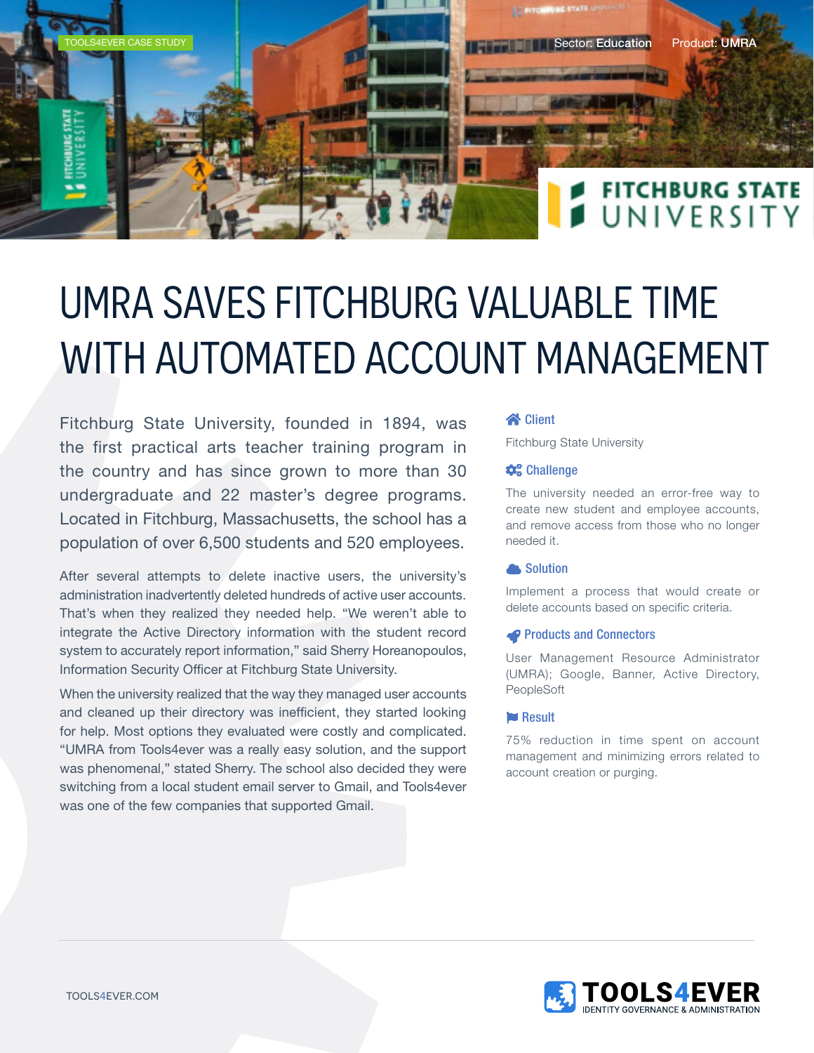TOOLS4EVER CASE STUDY

Sector: Education    Product: UMRA

# UMRA SAVES FITCHBURG VALUABLE TIME WITH AUTOMATED ACCOUNT MANAGEMENT

Fitchburg State University, founded in 1894, was the first practical arts teacher training program in the country and has since grown to more than 30 undergraduate and 22 master's degree programs. Located in Fitchburg, Massachusetts, the school has a population of over 6,500 students and 520 employees.

After several attempts to delete inactive users, the university's administration inadvertently deleted hundreds of active user accounts. That's when they realized they needed help. "We weren't able to integrate the Active Directory information with the student record system to accurately report information," said Sherry Horeanopoulos, Information Security Officer at Fitchburg State University.

When the university realized that the way they managed user accounts and cleaned up their directory was inefficient, they started looking for help. Most options they evaluated were costly and complicated. "UMRA from Tools4ever was a really easy solution, and the support was phenomenal," stated Sherry. The school also decided they were switching from a local student email server to Gmail, and Tools4ever was one of the few companies that supported Gmail.

### Client

Fitchburg State University

### Challenge

The university needed an error-free way to create new student and employee accounts, and remove access from those who no longer needed it.

### Solution

Implement a process that would create or delete accounts based on specific criteria.

### Products and Connectors

User Management Resource Administrator (UMRA); Google, Banner, Active Directory, PeopleSoft

### Result

75% reduction in time spent on account management and minimizing errors related to account creation or purging.

TOOLS4EVER.COM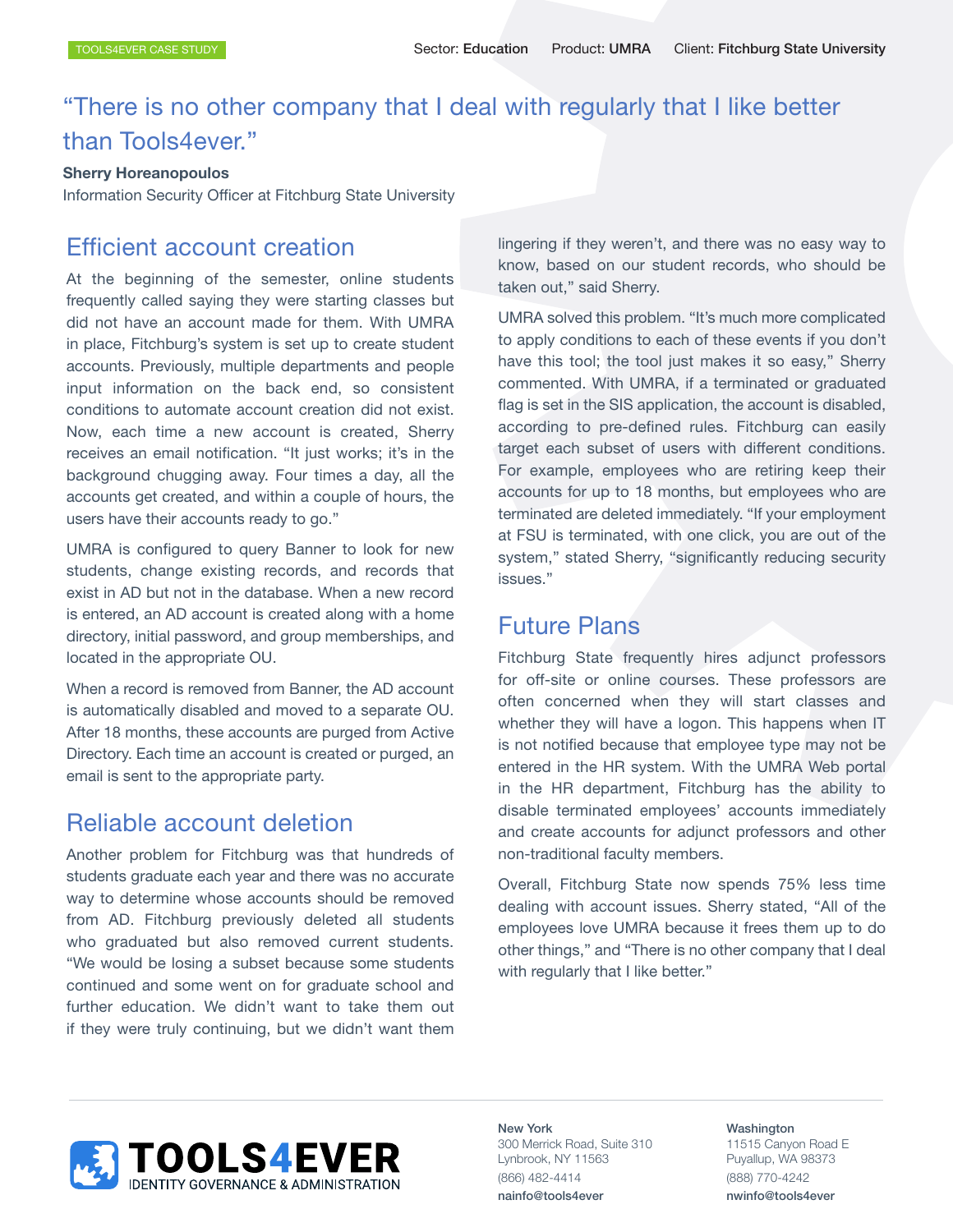TOOLS4EVER CASE STUDY

Sector: **Education** Product: **UMRA** Client: **Fitchburg State University**

# "There is no other company that I deal with regularly that I like better than Tools4ever."

**Sherry Horeanopoulos**
Information Security Officer at Fitchburg State University

## Efficient account creation

At the beginning of the semester, online students frequently called saying they were starting classes but did not have an account made for them. With UMRA in place, Fitchburg's system is set up to create student accounts. Previously, multiple departments and people input information on the back end, so consistent conditions to automate account creation did not exist. Now, each time a new account is created, Sherry receives an email notification. "It just works; it's in the background chugging away. Four times a day, all the accounts get created, and within a couple of hours, the users have their accounts ready to go."

UMRA is configured to query Banner to look for new students, change existing records, and records that exist in AD but not in the database. When a new record is entered, an AD account is created along with a home directory, initial password, and group memberships, and located in the appropriate OU.

When a record is removed from Banner, the AD account is automatically disabled and moved to a separate OU. After 18 months, these accounts are purged from Active Directory. Each time an account is created or purged, an email is sent to the appropriate party.

## Reliable account deletion

Another problem for Fitchburg was that hundreds of students graduate each year and there was no accurate way to determine whose accounts should be removed from AD. Fitchburg previously deleted all students who graduated but also removed current students. "We would be losing a subset because some students continued and some went on for graduate school and further education. We didn't want to take them out if they were truly continuing, but we didn't want them lingering if they weren't, and there was no easy way to know, based on our student records, who should be taken out," said Sherry.

UMRA solved this problem. "It's much more complicated to apply conditions to each of these events if you don't have this tool; the tool just makes it so easy," Sherry commented. With UMRA, if a terminated or graduated flag is set in the SIS application, the account is disabled, according to pre-defined rules. Fitchburg can easily target each subset of users with different conditions. For example, employees who are retiring keep their accounts for up to 18 months, but employees who are terminated are deleted immediately. "If your employment at FSU is terminated, with one click, you are out of the system," stated Sherry, "significantly reducing security issues."

## Future Plans

Fitchburg State frequently hires adjunct professors for off-site or online courses. These professors are often concerned when they will start classes and whether they will have a logon. This happens when IT is not notified because that employee type may not be entered in the HR system. With the UMRA Web portal in the HR department, Fitchburg has the ability to disable terminated employees' accounts immediately and create accounts for adjunct professors and other non-traditional faculty members.

Overall, Fitchburg State now spends 75% less time dealing with account issues. Sherry stated, "All of the employees love UMRA because it frees them up to do other things," and "There is no other company that I deal with regularly that I like better."

TOOLS4EVER
IDENTITY GOVERNANCE & ADMINISTRATION

**New York**
300 Merrick Road, Suite 310
Lynbrook, NY 11563
(866) 482-4414
**nainfo@tools4ever**

**Washington**
11515 Canyon Road E
Puyallup, WA 98373
(888) 770-4242
**nwinfo@tools4ever**